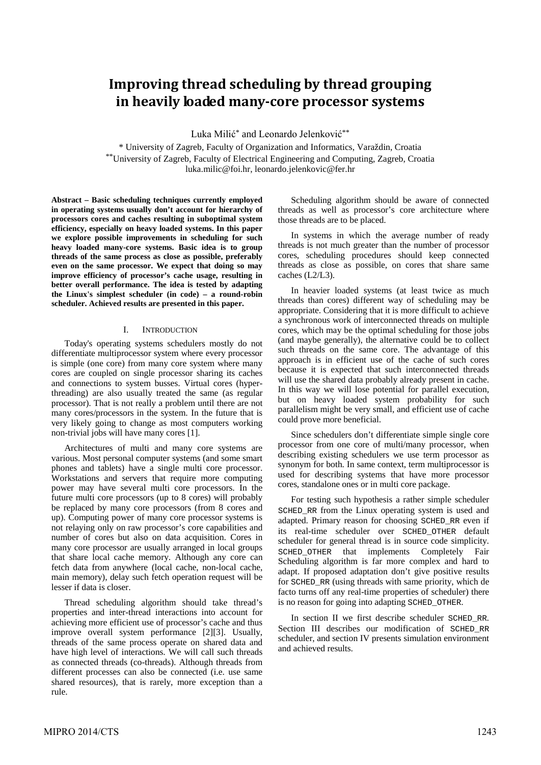# Improving thread scheduling by thread grouping in heavily loaded many-core processor systems

Luka Milić[*] and Leonardo Jelenković[**]

[*] University of Zagreb, Faculty of Organization and Informatics, Varaždin, Croatia
[**] University of Zagreb, Faculty of Electrical Engineering and Computing, Zagreb, Croatia
luka.milic@foi.hr, leonardo.jelenkovic@fer.hr

**Abstract – Basic scheduling techniques currently employed in operating systems usually don't account for hierarchy of processors cores and caches resulting in suboptimal system efficiency, especially on heavy loaded systems. In this paper we explore possible improvements in scheduling for such heavy loaded many-core systems. Basic idea is to group threads of the same process as close as possible, preferably even on the same processor. We expect that doing so may improve efficiency of processor's cache usage, resulting in better overall performance. The idea is tested by adapting the Linux's simplest scheduler (in code) – a round-robin scheduler. Achieved results are presented in this paper.**

## I. Introduction

Today's operating systems schedulers mostly do not differentiate multiprocessor system where every processor is simple (one core) from many core system where many cores are coupled on single processor sharing its caches and connections to system busses. Virtual cores (hyper-threading) are also usually treated the same (as regular processor). That is not really a problem until there are not many cores/processors in the system. In the future that is very likely going to change as most computers working non-trivial jobs will have many cores [1].

Architectures of multi and many core systems are various. Most personal computer systems (and some smart phones and tablets) have a single multi core processor. Workstations and servers that require more computing power may have several multi core processors. In the future multi core processors (up to 8 cores) will probably be replaced by many core processors (from 8 cores and up). Computing power of many core processor systems is not relaying only on raw processor's core capabilities and number of cores but also on data acquisition. Cores in many core processor are usually arranged in local groups that share local cache memory. Although any core can fetch data from anywhere (local cache, non-local cache, main memory), delay such fetch operation request will be lesser if data is closer.

Thread scheduling algorithm should take thread's properties and inter-thread interactions into account for achieving more efficient use of processor's cache and thus improve overall system performance [2][3]. Usually, threads of the same process operate on shared data and have high level of interactions. We will call such threads as connected threads (co-threads). Although threads from different processes can also be connected (i.e. use same shared resources), that is rarely, more exception than a rule.

Scheduling algorithm should be aware of connected threads as well as processor's core architecture where those threads are to be placed.

In systems in which the average number of ready threads is not much greater than the number of processor cores, scheduling procedures should keep connected threads as close as possible, on cores that share same caches (L2/L3).

In heavier loaded systems (at least twice as much threads than cores) different way of scheduling may be appropriate. Considering that it is more difficult to achieve a synchronous work of interconnected threads on multiple cores, which may be the optimal scheduling for those jobs (and maybe generally), the alternative could be to collect such threads on the same core. The advantage of this approach is in efficient use of the cache of such cores because it is expected that such interconnected threads will use the shared data probably already present in cache. In this way we will lose potential for parallel execution, but on heavy loaded system probability for such parallelism might be very small, and efficient use of cache could prove more beneficial.

Since schedulers don't differentiate simple single core processor from one core of multi/many processor, when describing existing schedulers we use term processor as synonym for both. In same context, term multiprocessor is used for describing systems that have more processor cores, standalone ones or in multi core package.

For testing such hypothesis a rather simple scheduler `SCHED_RR` from the Linux operating system is used and adapted. Primary reason for choosing `SCHED_RR` even if its real-time scheduler over `SCHED_OTHER` default scheduler for general thread is in source code simplicity. `SCHED_OTHER` that implements Completely Fair Scheduling algorithm is far more complex and hard to adapt. If proposed adaptation don't give positive results for `SCHED_RR` (using threads with same priority, which de facto turns off any real-time properties of scheduler) there is no reason for going into adapting `SCHED_OTHER`.

In section II we first describe scheduler `SCHED_RR`. Section III describes our modification of `SCHED_RR` scheduler, and section IV presents simulation environment and achieved results.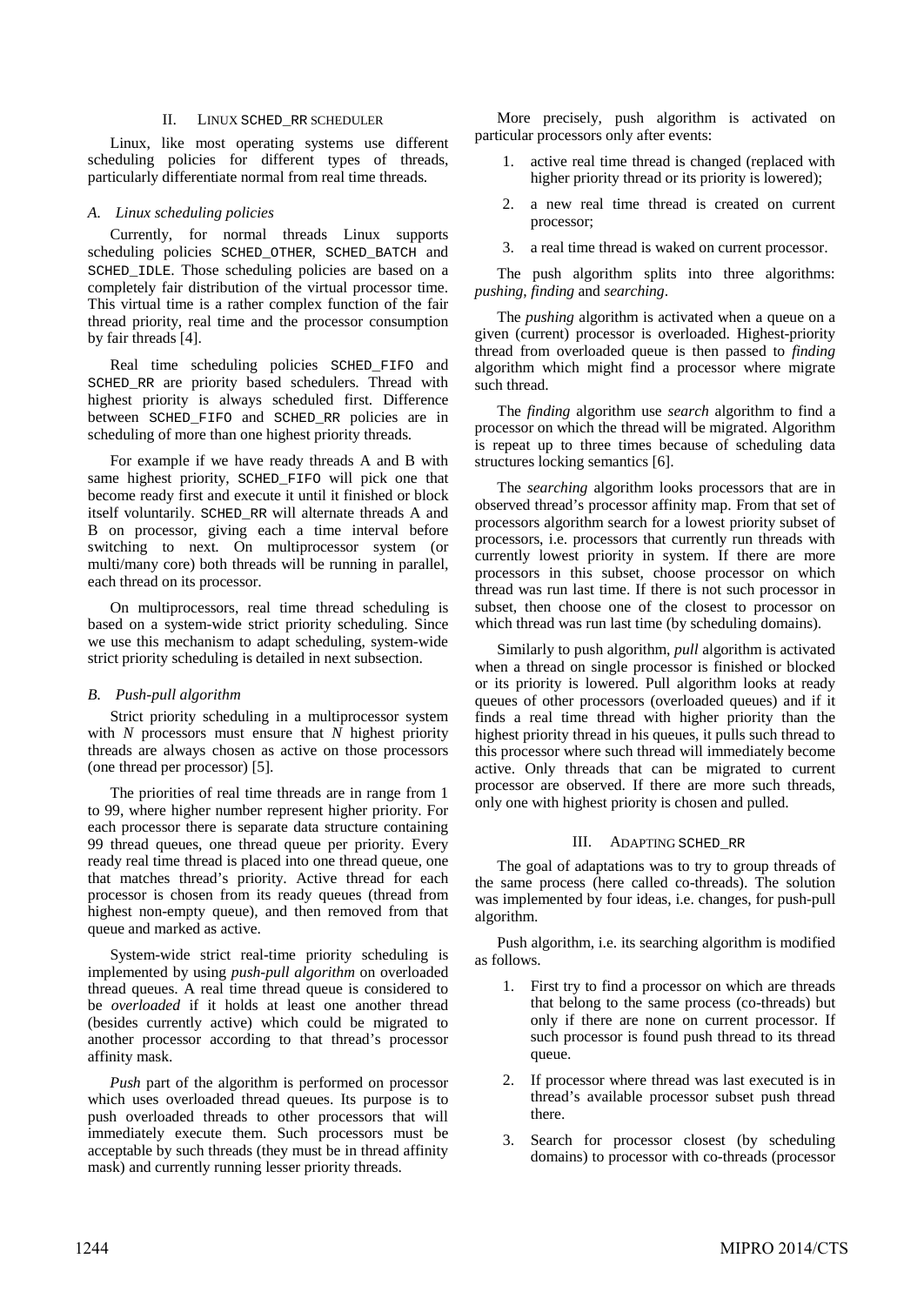## II. LINUX SCHED_RR SCHEDULER

Linux, like most operating systems use different scheduling policies for different types of threads, particularly differentiate normal from real time threads.

### A. Linux scheduling policies

Currently, for normal threads Linux supports scheduling policies SCHED_OTHER, SCHED_BATCH and SCHED_IDLE. Those scheduling policies are based on a completely fair distribution of the virtual processor time. This virtual time is a rather complex function of the fair thread priority, real time and the processor consumption by fair threads [4].

Real time scheduling policies SCHED_FIFO and SCHED_RR are priority based schedulers. Thread with highest priority is always scheduled first. Difference between SCHED_FIFO and SCHED_RR policies are in scheduling of more than one highest priority threads.

For example if we have ready threads A and B with same highest priority, SCHED_FIFO will pick one that become ready first and execute it until it finished or block itself voluntarily. SCHED_RR will alternate threads A and B on processor, giving each a time interval before switching to next. On multiprocessor system (or multi/many core) both threads will be running in parallel, each thread on its processor.

On multiprocessors, real time thread scheduling is based on a system-wide strict priority scheduling. Since we use this mechanism to adapt scheduling, system-wide strict priority scheduling is detailed in next subsection.

### B. Push-pull algorithm

Strict priority scheduling in a multiprocessor system with *N* processors must ensure that *N* highest priority threads are always chosen as active on those processors (one thread per processor) [5].

The priorities of real time threads are in range from 1 to 99, where higher number represent higher priority. For each processor there is separate data structure containing 99 thread queues, one thread queue per priority. Every ready real time thread is placed into one thread queue, one that matches thread's priority. Active thread for each processor is chosen from its ready queues (thread from highest non-empty queue), and then removed from that queue and marked as active.

System-wide strict real-time priority scheduling is implemented by using *push-pull algorithm* on overloaded thread queues. A real time thread queue is considered to be *overloaded* if it holds at least one another thread (besides currently active) which could be migrated to another processor according to that thread's processor affinity mask.

*Push* part of the algorithm is performed on processor which uses overloaded thread queues. Its purpose is to push overloaded threads to other processors that will immediately execute them. Such processors must be acceptable by such threads (they must be in thread affinity mask) and currently running lesser priority threads.

More precisely, push algorithm is activated on particular processors only after events:

1. active real time thread is changed (replaced with higher priority thread or its priority is lowered);
2. a new real time thread is created on current processor;
3. a real time thread is waked on current processor.

The push algorithm splits into three algorithms: *pushing*, *finding* and *searching*.

The *pushing* algorithm is activated when a queue on a given (current) processor is overloaded. Highest-priority thread from overloaded queue is then passed to *finding* algorithm which might find a processor where migrate such thread.

The *finding* algorithm use *search* algorithm to find a processor on which the thread will be migrated. Algorithm is repeat up to three times because of scheduling data structures locking semantics [6].

The *searching* algorithm looks processors that are in observed thread's processor affinity map. From that set of processors algorithm search for a lowest priority subset of processors, i.e. processors that currently run threads with currently lowest priority in system. If there are more processors in this subset, choose processor on which thread was run last time. If there is not such processor in subset, then choose one of the closest to processor on which thread was run last time (by scheduling domains).

Similarly to push algorithm, *pull* algorithm is activated when a thread on single processor is finished or blocked or its priority is lowered. Pull algorithm looks at ready queues of other processors (overloaded queues) and if it finds a real time thread with higher priority than the highest priority thread in his queues, it pulls such thread to this processor where such thread will immediately become active. Only threads that can be migrated to current processor are observed. If there are more such threads, only one with highest priority is chosen and pulled.

## III. ADAPTING SCHED_RR

The goal of adaptations was to try to group threads of the same process (here called co-threads). The solution was implemented by four ideas, i.e. changes, for push-pull algorithm.

Push algorithm, i.e. its searching algorithm is modified as follows.

1. First try to find a processor on which are threads that belong to the same process (co-threads) but only if there are none on current processor. If such processor is found push thread to its thread queue.
2. If processor where thread was last executed is in thread's available processor subset push thread there.
3. Search for processor closest (by scheduling domains) to processor with co-threads (processor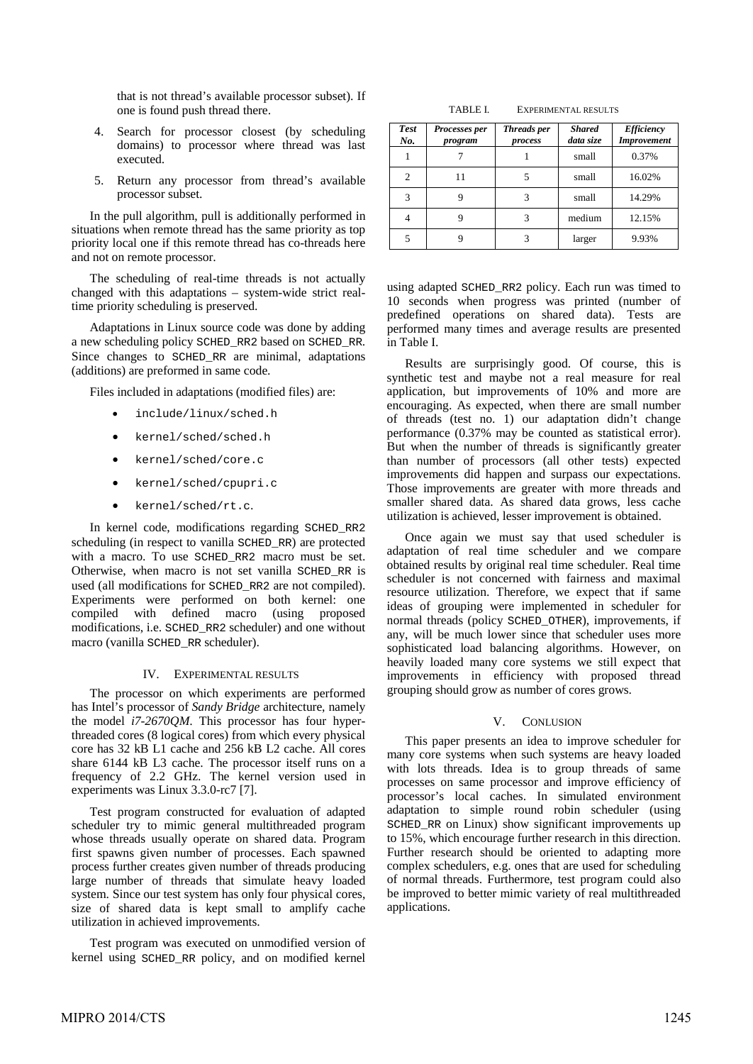that is not thread's available processor subset). If one is found push thread there.

4. Search for processor closest (by scheduling domains) to processor where thread was last executed.

5. Return any processor from thread's available processor subset.

In the pull algorithm, pull is additionally performed in situations when remote thread has the same priority as top priority local one if this remote thread has co-threads here and not on remote processor.

The scheduling of real-time threads is not actually changed with this adaptations – system-wide strict real-time priority scheduling is preserved.

Adaptations in Linux source code was done by adding a new scheduling policy `SCHED_RR2` based on `SCHED_RR`. Since changes to `SCHED_RR` are minimal, adaptations (additions) are preformed in same code.

Files included in adaptations (modified files) are:

- `include/linux/sched.h`
- `kernel/sched/sched.h`
- `kernel/sched/core.c`
- `kernel/sched/cpupri.c`
- `kernel/sched/rt.c`.

In kernel code, modifications regarding `SCHED_RR2` scheduling (in respect to vanilla `SCHED_RR`) are protected with a macro. To use `SCHED_RR2` macro must be set. Otherwise, when macro is not set vanilla `SCHED_RR` is used (all modifications for `SCHED_RR2` are not compiled). Experiments were performed on both kernel: one compiled with defined macro (using proposed modifications, i.e. `SCHED_RR2` scheduler) and one without macro (vanilla `SCHED_RR` scheduler).

## IV. Experimental results

The processor on which experiments are performed has Intel's processor of *Sandy Bridge* architecture, namely the model *i7-2670QM*. This processor has four hyper-threaded cores (8 logical cores) from which every physical core has 32 kB L1 cache and 256 kB L2 cache. All cores share 6144 kB L3 cache. The processor itself runs on a frequency of 2.2 GHz. The kernel version used in experiments was Linux 3.3.0-rc7 [7].

Test program constructed for evaluation of adapted scheduler try to mimic general multithreaded program whose threads usually operate on shared data. Program first spawns given number of processes. Each spawned process further creates given number of threads producing large number of threads that simulate heavy loaded system. Since our test system has only four physical cores, size of shared data is kept small to amplify cache utilization in achieved improvements.

Test program was executed on unmodified version of kernel using `SCHED_RR` policy, and on modified kernel using adapted `SCHED_RR2` policy. Each run was timed to 10 seconds when progress was printed (number of predefined operations on shared data). Tests are performed many times and average results are presented in Table I.

TABLE I. Experimental results

| *Test No.* | *Processes per program* | *Threads per process* | *Shared data size* | *Efficiency Improvement* |
|---|---|---|---|---|
| 1 | 7 | 1 | small | 0.37% |
| 2 | 11 | 5 | small | 16.02% |
| 3 | 9 | 3 | small | 14.29% |
| 4 | 9 | 3 | medium | 12.15% |
| 5 | 9 | 3 | larger | 9.93% |

Results are surprisingly good. Of course, this is synthetic test and maybe not a real measure for real application, but improvements of 10% and more are encouraging. As expected, when there are small number of threads (test no. 1) our adaptation didn't change performance (0.37% may be counted as statistical error). But when the number of threads is significantly greater than number of processors (all other tests) expected improvements did happen and surpass our expectations. Those improvements are greater with more threads and smaller shared data. As shared data grows, less cache utilization is achieved, lesser improvement is obtained.

Once again we must say that used scheduler is adaptation of real time scheduler and we compare obtained results by original real time scheduler. Real time scheduler is not concerned with fairness and maximal resource utilization. Therefore, we expect that if same ideas of grouping were implemented in scheduler for normal threads (policy `SCHED_OTHER`), improvements, if any, will be much lower since that scheduler uses more sophisticated load balancing algorithms. However, on heavily loaded many core systems we still expect that improvements in efficiency with proposed thread grouping should grow as number of cores grows.

## V. Conclusion

This paper presents an idea to improve scheduler for many core systems when such systems are heavy loaded with lots threads. Idea is to group threads of same processes on same processor and improve efficiency of processor's local caches. In simulated environment adaptation to simple round robin scheduler (using `SCHED_RR` on Linux) show significant improvements up to 15%, which encourage further research in this direction. Further research should be oriented to adapting more complex schedulers, e.g. ones that are used for scheduling of normal threads. Furthermore, test program could also be improved to better mimic variety of real multithreaded applications.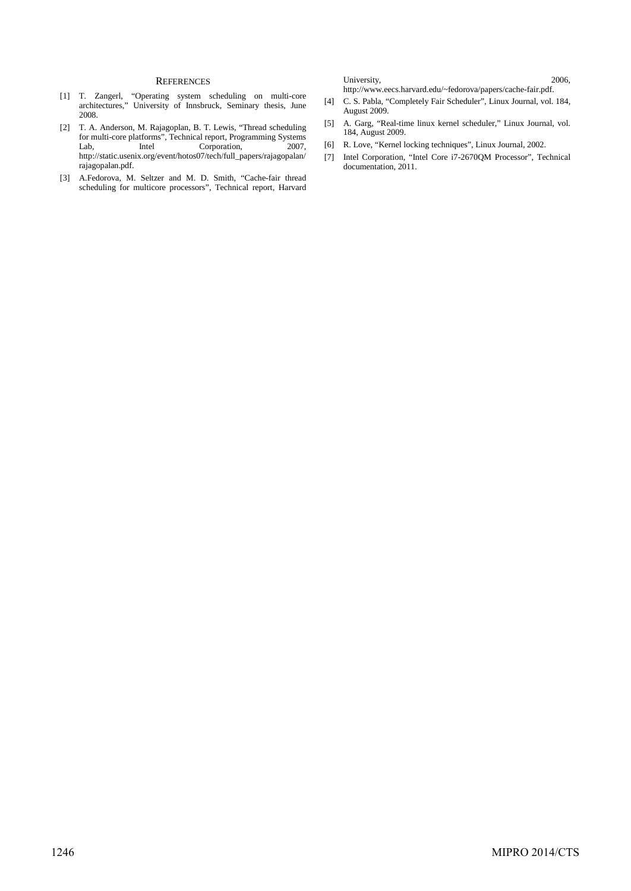## References

[1] T. Zangerl, "Operating system scheduling on multi-core architectures," University of Innsbruck, Seminary thesis, June 2008.

[2] T. A. Anderson, M. Rajagoplan, B. T. Lewis, "Thread scheduling for multi-core platforms", Technical report, Programming Systems Lab, Intel Corporation, 2007, http://static.usenix.org/event/hotos07/tech/full_papers/rajagopalan/rajagopalan.pdf.

[3] A.Fedorova, M. Seltzer and M. D. Smith, "Cache-fair thread scheduling for multicore processors", Technical report, Harvard University, 2006, http://www.eecs.harvard.edu/~fedorova/papers/cache-fair.pdf.

[4] C. S. Pabla, "Completely Fair Scheduler", Linux Journal, vol. 184, August 2009.

[5] A. Garg, "Real-time linux kernel scheduler," Linux Journal, vol. 184, August 2009.

[6] R. Love, "Kernel locking techniques", Linux Journal, 2002.

[7] Intel Corporation, "Intel Core i7-2670QM Processor", Technical documentation, 2011.